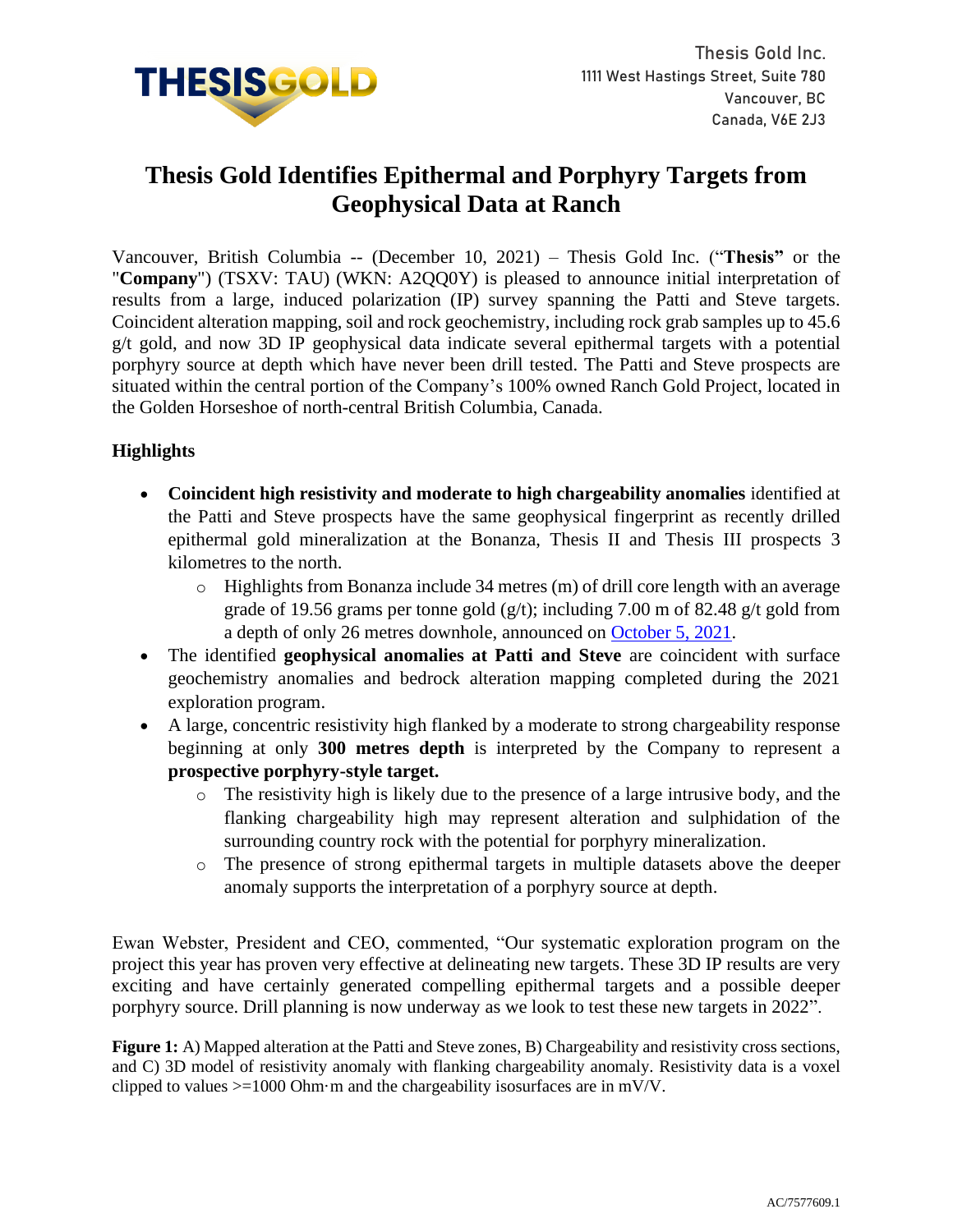THESISGOLD

Thesis Gold Inc.
1111 West Hastings Street, Suite 780
Vancouver, BC
Canada, V6E 2J3

# Thesis Gold Identifies Epithermal and Porphyry Targets from Geophysical Data at Ranch

Vancouver, British Columbia -- (December 10, 2021) – Thesis Gold Inc. ("**Thesis**" or the "**Company**") (TSXV: TAU) (WKN: A2QQ0Y) is pleased to announce initial interpretation of results from a large, induced polarization (IP) survey spanning the Patti and Steve targets. Coincident alteration mapping, soil and rock geochemistry, including rock grab samples up to 45.6 g/t gold, and now 3D IP geophysical data indicate several epithermal targets with a potential porphyry source at depth which have never been drill tested. The Patti and Steve prospects are situated within the central portion of the Company's 100% owned Ranch Gold Project, located in the Golden Horseshoe of north-central British Columbia, Canada.

## Highlights

- **Coincident high resistivity and moderate to high chargeability anomalies** identified at the Patti and Steve prospects have the same geophysical fingerprint as recently drilled epithermal gold mineralization at the Bonanza, Thesis II and Thesis III prospects 3 kilometres to the north.
  - Highlights from Bonanza include 34 metres (m) of drill core length with an average grade of 19.56 grams per tonne gold (g/t); including 7.00 m of 82.48 g/t gold from a depth of only 26 metres downhole, announced on October 5, 2021.
- The identified **geophysical anomalies at Patti and Steve** are coincident with surface geochemistry anomalies and bedrock alteration mapping completed during the 2021 exploration program.
- A large, concentric resistivity high flanked by a moderate to strong chargeability response beginning at only **300 metres depth** is interpreted by the Company to represent a **prospective porphyry-style target.**
  - The resistivity high is likely due to the presence of a large intrusive body, and the flanking chargeability high may represent alteration and sulphidation of the surrounding country rock with the potential for porphyry mineralization.
  - The presence of strong epithermal targets in multiple datasets above the deeper anomaly supports the interpretation of a porphyry source at depth.

Ewan Webster, President and CEO, commented, "Our systematic exploration program on the project this year has proven very effective at delineating new targets. These 3D IP results are very exciting and have certainly generated compelling epithermal targets and a possible deeper porphyry source. Drill planning is now underway as we look to test these new targets in 2022".

**Figure 1:** A) Mapped alteration at the Patti and Steve zones, B) Chargeability and resistivity cross sections, and C) 3D model of resistivity anomaly with flanking chargeability anomaly. Resistivity data is a voxel clipped to values >=1000 Ohm·m and the chargeability isosurfaces are in mV/V.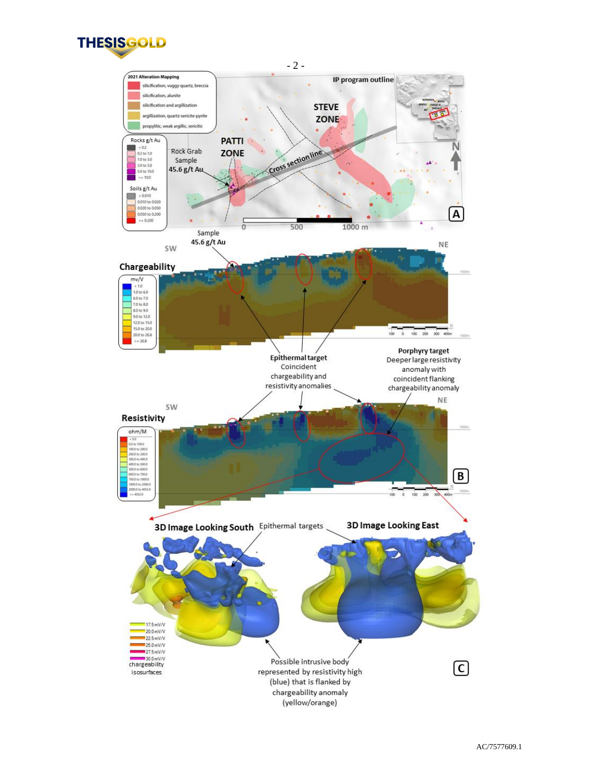**2021 Alteration Mapping**

- silicification, vuggy quartz, breccia
- silicification, alunite
- silicification and argillization
- argillization, quartz-sericite-pyrite
- propylitic, weak argillic, sericitic

**Rocks g/t Au**

- < 0.2
- 0.2 to 1.0
- 1.0 to 3.0
- 3.0 to 5.0
- 5.0 to 10.0
- >= 10.0

**Soils g/t Au**

- < 0.010
- 0.010 to 0.020
- 0.020 to 0.050
- 0.050 to 0.200
- >= 0.200

IP program outline

STEVE ZONE

PATTI ZONE

Rock Grab Sample 45.6 g/t Au

Cross section line

0 500 1000 m

**A**

Sample 45.6 g/t Au

SW NE

**Chargeability**

mv/V

- < 1.0
- 1.0 to 6.0
- 6.0 to 7.0
- 7.0 to 8.0
- 8.0 to 9.0
- 9.0 to 12.0
- 12.0 to 15.0
- 15.0 to 20.0
- 20.0 to 26.8
- >= 26.8

**Epithermal target**
Coincident chargeability and resistivity anomalies

**Porphyry target**
Deeper large resistivity anomaly with coincident flanking chargeability anomaly

SW NE

**Resistivity**

ohm/M

- < 0.0
- 0.0 to 100.0
- 100.0 to 200.0
- 200.0 to 300.0
- 300.0 to 400.0
- 400.0 to 500.0
- 500.0 to 600.0
- 600.0 to 700.0
- 700.0 to 1000.0
- 1000.0 to 2000.0
- 2000.0 to 4052.9
- >= 4052.9

**B**

**3D Image Looking South**

Epithermal targets

**3D Image Looking East**

- 17.5 mV/V
- 20.0 mV/V
- 22.5 mV/V
- 25.0 mV/V
- 27.5 mV/V
- 30.0 mV/V

chargeability isosurfaces

Possible intrusive body represented by resistivity high (blue) that is flanked by chargeability anomaly (yellow/orange)

**C**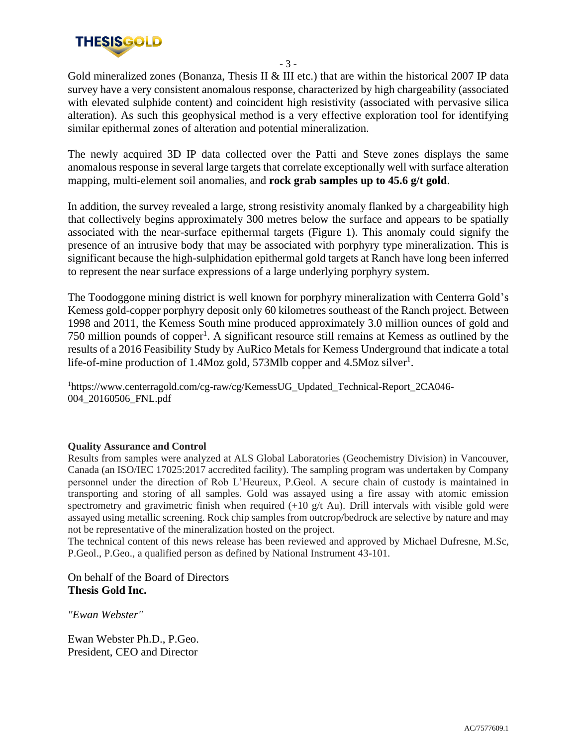Gold mineralized zones (Bonanza, Thesis II & III etc.) that are within the historical 2007 IP data survey have a very consistent anomalous response, characterized by high chargeability (associated with elevated sulphide content) and coincident high resistivity (associated with pervasive silica alteration). As such this geophysical method is a very effective exploration tool for identifying similar epithermal zones of alteration and potential mineralization.

The newly acquired 3D IP data collected over the Patti and Steve zones displays the same anomalous response in several large targets that correlate exceptionally well with surface alteration mapping, multi-element soil anomalies, and **rock grab samples up to 45.6 g/t gold**.

In addition, the survey revealed a large, strong resistivity anomaly flanked by a chargeability high that collectively begins approximately 300 metres below the surface and appears to be spatially associated with the near-surface epithermal targets (Figure 1). This anomaly could signify the presence of an intrusive body that may be associated with porphyry type mineralization. This is significant because the high-sulphidation epithermal gold targets at Ranch have long been inferred to represent the near surface expressions of a large underlying porphyry system.

The Toodoggone mining district is well known for porphyry mineralization with Centerra Gold's Kemess gold-copper porphyry deposit only 60 kilometres southeast of the Ranch project. Between 1998 and 2011, the Kemess South mine produced approximately 3.0 million ounces of gold and 750 million pounds of copper[1]. A significant resource still remains at Kemess as outlined by the results of a 2016 Feasibility Study by AuRico Metals for Kemess Underground that indicate a total life-of-mine production of 1.4Moz gold, 573Mlb copper and 4.5Moz silver[1].

[1]https://www.centerragold.com/cg-raw/cg/KemessUG_Updated_Technical-Report_2CA046-004_20160506_FNL.pdf

**Quality Assurance and Control**

Results from samples were analyzed at ALS Global Laboratories (Geochemistry Division) in Vancouver, Canada (an ISO/IEC 17025:2017 accredited facility). The sampling program was undertaken by Company personnel under the direction of Rob L'Heureux, P.Geol. A secure chain of custody is maintained in transporting and storing of all samples. Gold was assayed using a fire assay with atomic emission spectrometry and gravimetric finish when required (+10 g/t Au). Drill intervals with visible gold were assayed using metallic screening. Rock chip samples from outcrop/bedrock are selective by nature and may not be representative of the mineralization hosted on the project.

The technical content of this news release has been reviewed and approved by Michael Dufresne, M.Sc, P.Geol., P.Geo., a qualified person as defined by National Instrument 43-101.

On behalf of the Board of Directors
**Thesis Gold Inc.**

*"Ewan Webster"*

Ewan Webster Ph.D., P.Geo.
President, CEO and Director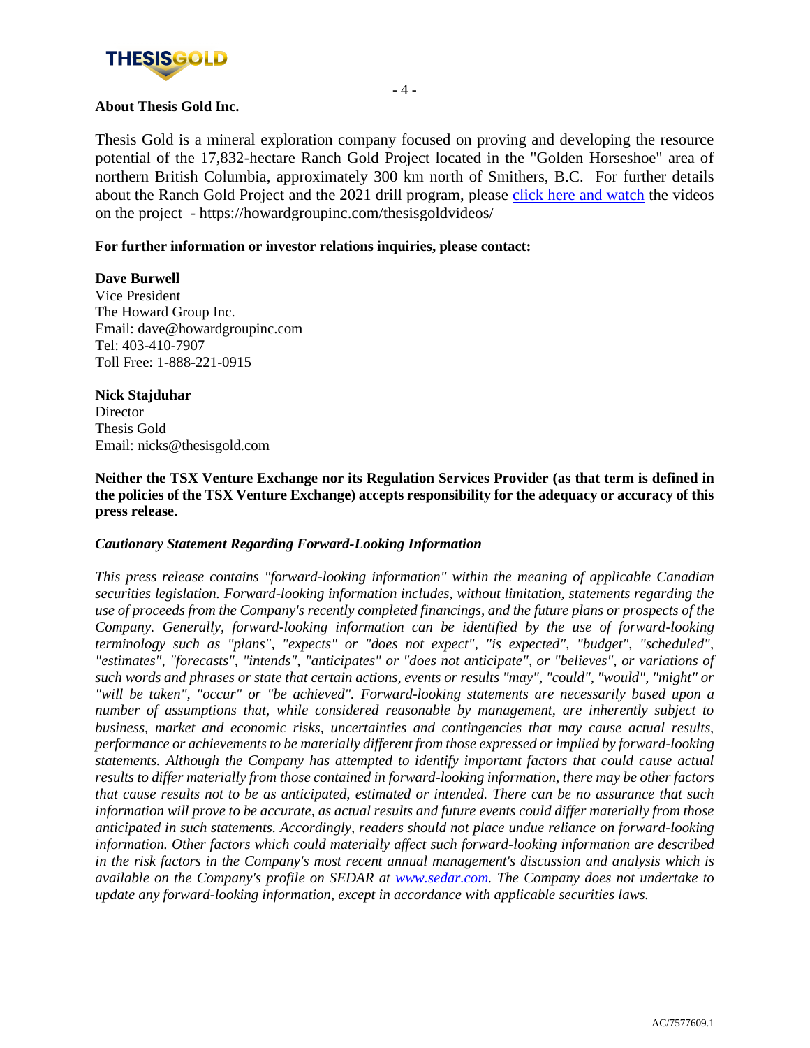**About Thesis Gold Inc.**

Thesis Gold is a mineral exploration company focused on proving and developing the resource potential of the 17,832-hectare Ranch Gold Project located in the "Golden Horseshoe" area of northern British Columbia, approximately 300 km north of Smithers, B.C. For further details about the Ranch Gold Project and the 2021 drill program, please [click here and watch](https://howardgroupinc.com/thesisgoldvideos/) the videos on the project - https://howardgroupinc.com/thesisgoldvideos/

**For further information or investor relations inquiries, please contact:**

**Dave Burwell**
Vice President
The Howard Group Inc.
Email: dave@howardgroupinc.com
Tel: 403-410-7907
Toll Free: 1-888-221-0915

**Nick Stajduhar**
Director
Thesis Gold
Email: nicks@thesisgold.com

**Neither the TSX Venture Exchange nor its Regulation Services Provider (as that term is defined in the policies of the TSX Venture Exchange) accepts responsibility for the adequacy or accuracy of this press release.**

***Cautionary Statement Regarding Forward-Looking Information***

*This press release contains "forward-looking information" within the meaning of applicable Canadian securities legislation. Forward-looking information includes, without limitation, statements regarding the use of proceeds from the Company's recently completed financings, and the future plans or prospects of the Company. Generally, forward-looking information can be identified by the use of forward-looking terminology such as "plans", "expects" or "does not expect", "is expected", "budget", "scheduled", "estimates", "forecasts", "intends", "anticipates" or "does not anticipate", or "believes", or variations of such words and phrases or state that certain actions, events or results "may", "could", "would", "might" or "will be taken", "occur" or "be achieved". Forward-looking statements are necessarily based upon a number of assumptions that, while considered reasonable by management, are inherently subject to business, market and economic risks, uncertainties and contingencies that may cause actual results, performance or achievements to be materially different from those expressed or implied by forward-looking statements. Although the Company has attempted to identify important factors that could cause actual results to differ materially from those contained in forward-looking information, there may be other factors that cause results not to be as anticipated, estimated or intended. There can be no assurance that such information will prove to be accurate, as actual results and future events could differ materially from those anticipated in such statements. Accordingly, readers should not place undue reliance on forward-looking information. Other factors which could materially affect such forward-looking information are described in the risk factors in the Company's most recent annual management's discussion and analysis which is available on the Company's profile on SEDAR at [www.sedar.com](http://www.sedar.com). The Company does not undertake to update any forward-looking information, except in accordance with applicable securities laws.*